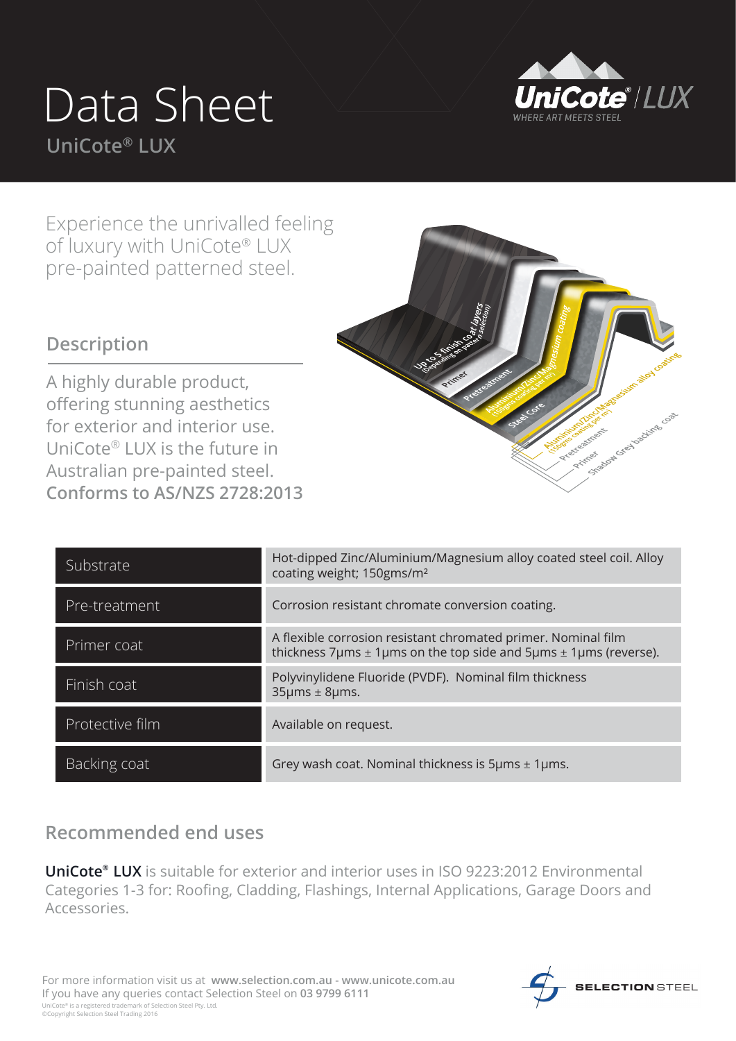# Data Sheet

## UniCote® LUX

UniCote® / LUX
WHERE ART MEETS STEEL

Experience the unrivalled feeling of luxury with UniCote® LUX pre-painted patterned steel.

## Description

A highly durable product, offering stunning aesthetics for exterior and interior use. UniCote® LUX is the future in Australian pre-painted steel.
**Conforms to AS/NZS 2728:2013**

Up to 5 finish coat layers (Depending on pattern selection)
Primer
Pretreatment
Aluminium/Zinc/Magnesium coating (150gms coating per m²)
Steel Core
Aluminium/Zinc/Magnesium alloy coating (150gms coating per m²)
Pretreatment
Primer
Shadow Grey backing coat

| | |
|---|---|
| Substrate | Hot-dipped Zinc/Aluminium/Magnesium alloy coated steel coil. Alloy coating weight; 150gms/m² |
| Pre-treatment | Corrosion resistant chromate conversion coating. |
| Primer coat | A flexible corrosion resistant chromated primer. Nominal film thickness 7µms ± 1µms on the top side and 5µms ± 1µms (reverse). |
| Finish coat | Polyvinylidene Fluoride (PVDF). Nominal film thickness 35µms ± 8µms. |
| Protective film | Available on request. |
| Backing coat | Grey wash coat. Nominal thickness is 5µms ± 1µms. |

## Recommended end uses

**UniCote® LUX** is suitable for exterior and interior uses in ISO 9223:2012 Environmental Categories 1-3 for: Roofing, Cladding, Flashings, Internal Applications, Garage Doors and Accessories.

For more information visit us at **www.selection.com.au - www.unicote.com.au**
If you have any queries contact Selection Steel on **03 9799 6111**
UniCote® is a registered trademark of Selection Steel Pty. Ltd.
©Copyright Selection Steel Trading 2016

SELECTION STEEL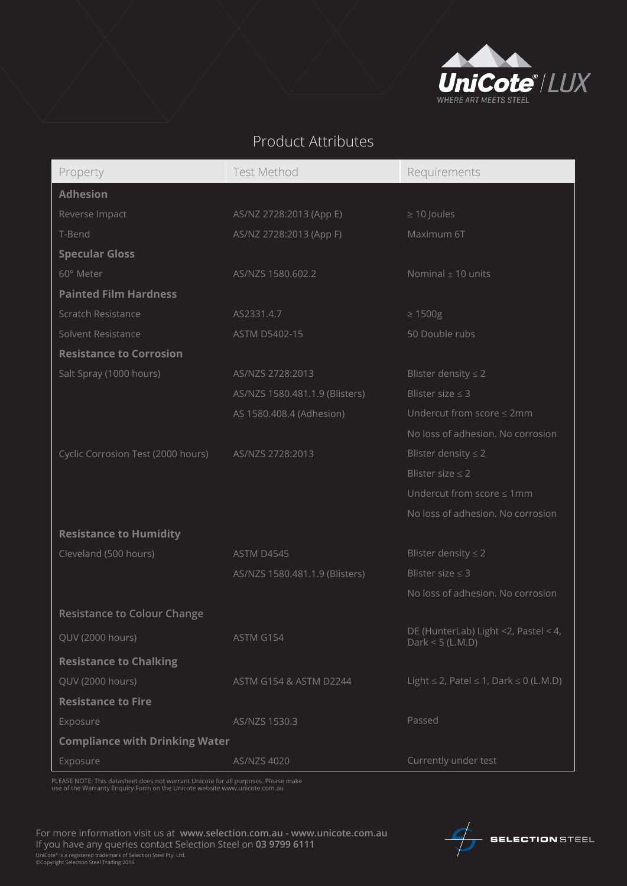## Product Attributes

| Property | Test Method | Requirements |
|---|---|---|
| **Adhesion** | | |
| Reverse Impact | AS/NZ 2728:2013 (App E) | ≥ 10 Joules |
| T-Bend | AS/NZ 2728:2013 (App F) | Maximum 6T |
| **Specular Gloss** | | |
| 60° Meter | AS/NZS 1580.602.2 | Nominal ± 10 units |
| **Painted Film Hardness** | | |
| Scratch Resistance | AS2331.4.7 | ≥ 1500g |
| Solvent Resistance | ASTM D5402-15 | 50 Double rubs |
| **Resistance to Corrosion** | | |
| Salt Spray (1000 hours) | AS/NZS 2728:2013 | Blister density ≤ 2 |
| | AS/NZS 1580.481.1.9 (Blisters) | Blister size ≤ 3 |
| | AS 1580.408.4 (Adhesion) | Undercut from score ≤ 2mm |
| | | No loss of adhesion. No corrosion |
| Cyclic Corrosion Test (2000 hours) | AS/NZS 2728:2013 | Blister density ≤ 2 |
| | | Blister size ≤ 2 |
| | | Undercut from score ≤ 1mm |
| | | No loss of adhesion. No corrosion |
| **Resistance to Humidity** | | |
| Cleveland (500 hours) | ASTM D4545 | Blister density ≤ 2 |
| | AS/NZS 1580.481.1.9 (Blisters) | Blister size ≤ 3 |
| | | No loss of adhesion. No corrosion |
| **Resistance to Colour Change** | | |
| QUV (2000 hours) | ASTM G154 | DE (HunterLab) Light <2, Pastel < 4, Dark < 5 (L.M.D) |
| **Resistance to Chalking** | | |
| QUV (2000 hours) | ASTM G154 & ASTM D2244 | Light ≤ 2, Patel ≤ 1, Dark ≤ 0 (L.M.D) |
| **Resistance to Fire** | | |
| Exposure | AS/NZS 1530.3 | Passed |
| **Compliance with Drinking Water** | | |
| Exposure | AS/NZS 4020 | Currently under test |

PLEASE NOTE: This datasheet does not warrant Unicote for all purposes. Please make use of the Warranty Enquiry Form on the Unicote website www.unicote.com.au

For more information visit us at **www.selection.com.au - www.unicote.com.au**
If you have any queries contact Selection Steel on **03 9799 6111**

UniCote® is a registered trademark of Selection Steel Pty. Ltd.
©Copyright Selection Steel Trading 2016